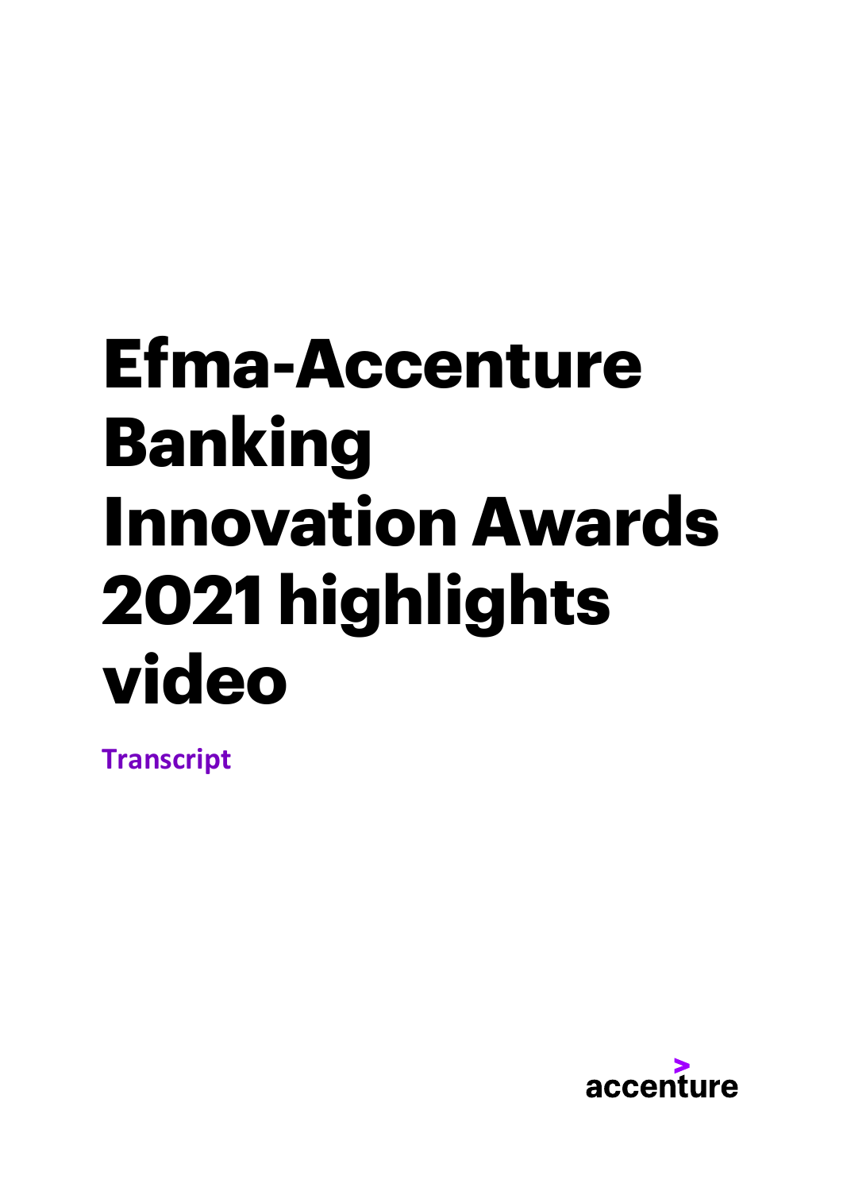# Efma-Accenture Banking Innovation Awards 2021 highlights video

**Transcript**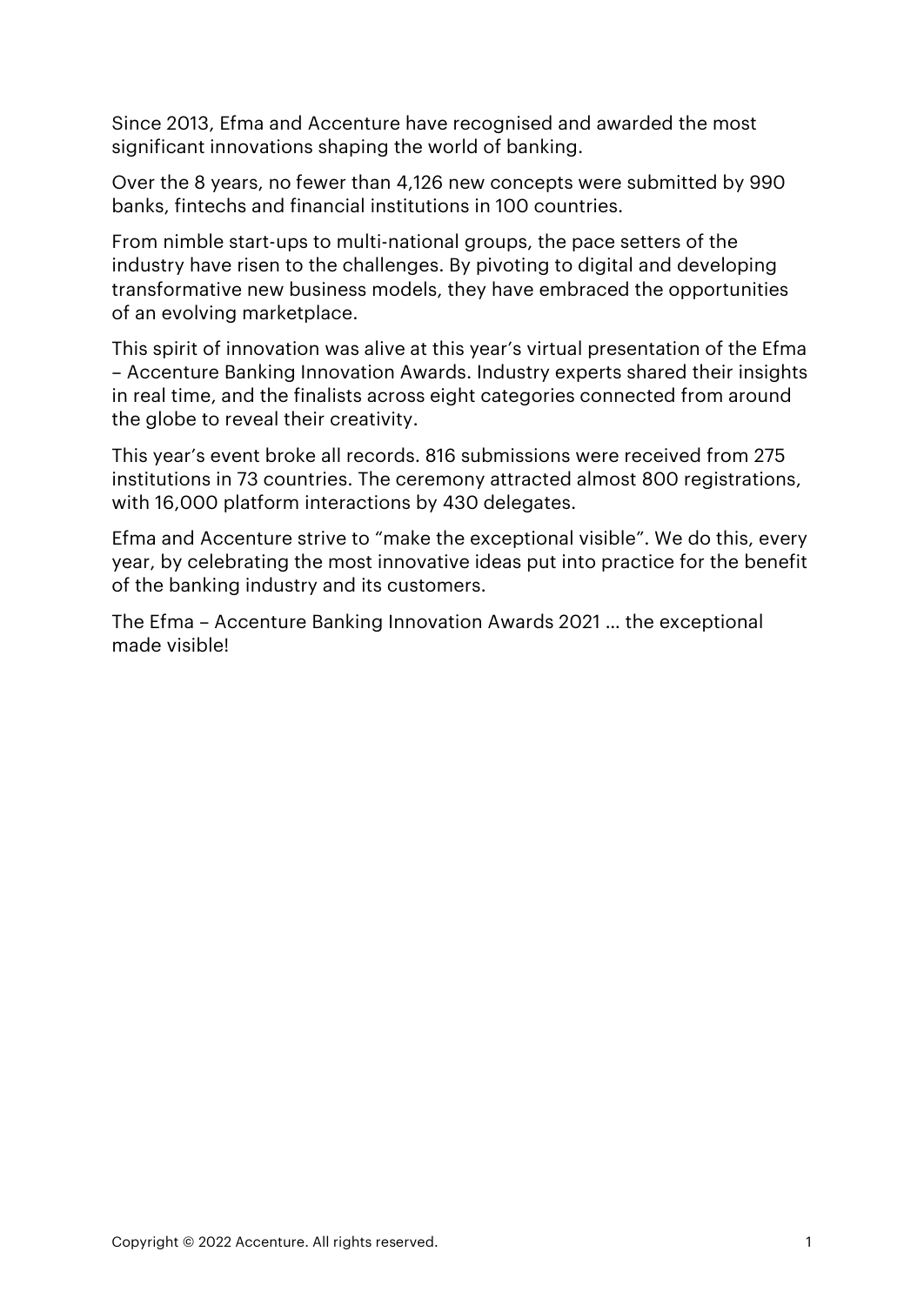Since 2013, Efma and Accenture have recognised and awarded the most significant innovations shaping the world of banking.

Over the 8 years, no fewer than 4,126 new concepts were submitted by 990 banks, fintechs and financial institutions in 100 countries.

From nimble start-ups to multi-national groups, the pace setters of the industry have risen to the challenges. By pivoting to digital and developing transformative new business models, they have embraced the opportunities of an evolving marketplace.

This spirit of innovation was alive at this year's virtual presentation of the Efma – Accenture Banking Innovation Awards. Industry experts shared their insights in real time, and the finalists across eight categories connected from around the globe to reveal their creativity.

This year's event broke all records. 816 submissions were received from 275 institutions in 73 countries. The ceremony attracted almost 800 registrations, with 16,000 platform interactions by 430 delegates.

Efma and Accenture strive to "make the exceptional visible". We do this, every year, by celebrating the most innovative ideas put into practice for the benefit of the banking industry and its customers.

The Efma – Accenture Banking Innovation Awards 2021 … the exceptional made visible!

Copyright © 2022 Accenture. All rights reserved.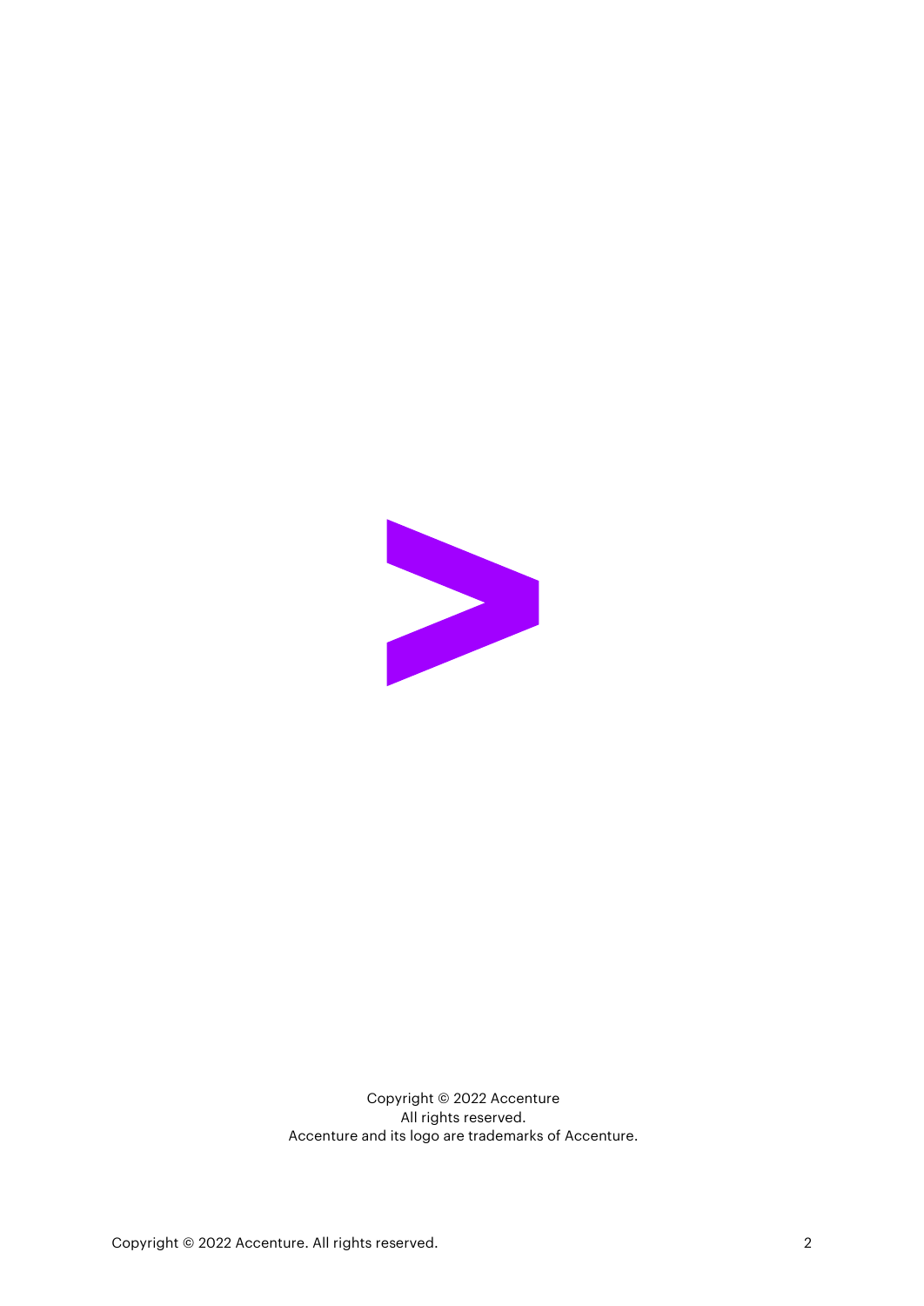Copyright © 2022 Accenture
All rights reserved.
Accenture and its logo are trademarks of Accenture.